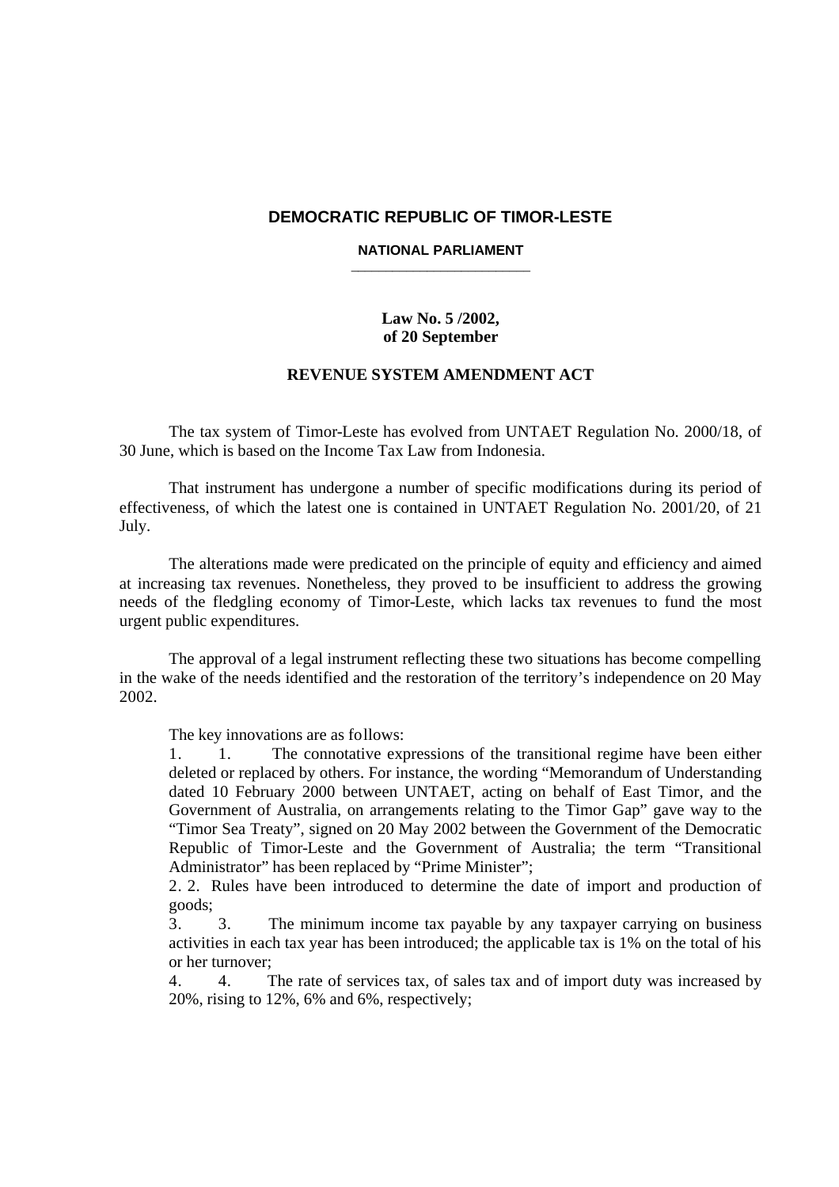# DEMOCRATIC REPUBLIC OF TIMOR-LESTE

## NATIONAL PARLIAMENT

**Law No. 5 /2002,**
**of 20 September**

## REVENUE SYSTEM AMENDMENT ACT

The tax system of Timor-Leste has evolved from UNTAET Regulation No. 2000/18, of 30 June, which is based on the Income Tax Law from Indonesia.

That instrument has undergone a number of specific modifications during its period of effectiveness, of which the latest one is contained in UNTAET Regulation No. 2001/20, of 21 July.

The alterations made were predicated on the principle of equity and efficiency and aimed at increasing tax revenues. Nonetheless, they proved to be insufficient to address the growing needs of the fledgling economy of Timor-Leste, which lacks tax revenues to fund the most urgent public expenditures.

The approval of a legal instrument reflecting these two situations has become compelling in the wake of the needs identified and the restoration of the territory's independence on 20 May 2002.

The key innovations are as follows:

1. 1. The connotative expressions of the transitional regime have been either deleted or replaced by others. For instance, the wording "Memorandum of Understanding dated 10 February 2000 between UNTAET, acting on behalf of East Timor, and the Government of Australia, on arrangements relating to the Timor Gap" gave way to the "Timor Sea Treaty", signed on 20 May 2002 between the Government of the Democratic Republic of Timor-Leste and the Government of Australia; the term "Transitional Administrator" has been replaced by "Prime Minister";
2. 2. Rules have been introduced to determine the date of import and production of goods;
3. 3. The minimum income tax payable by any taxpayer carrying on business activities in each tax year has been introduced; the applicable tax is 1% on the total of his or her turnover;
4. 4. The rate of services tax, of sales tax and of import duty was increased by 20%, rising to 12%, 6% and 6%, respectively;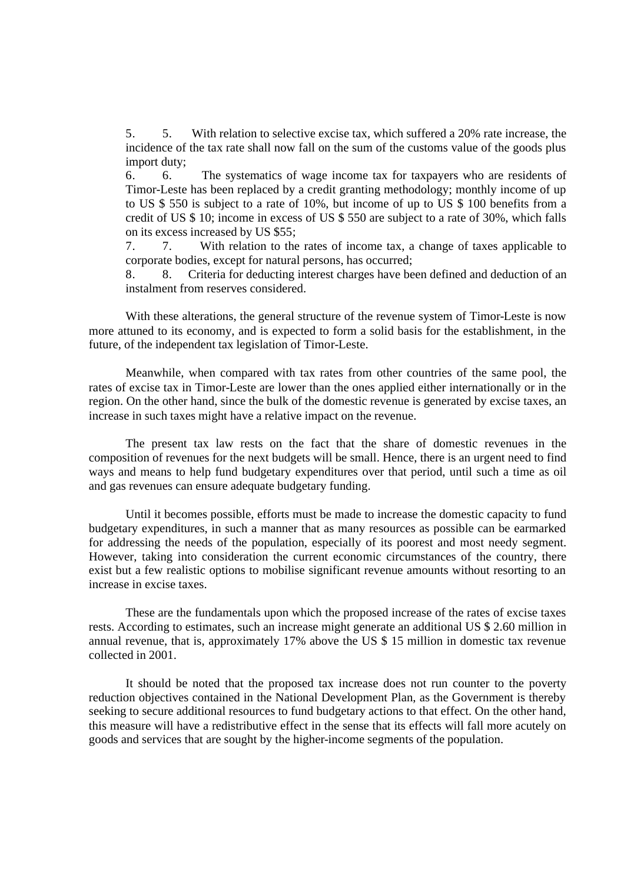5. 5. With relation to selective excise tax, which suffered a 20% rate increase, the incidence of the tax rate shall now fall on the sum of the customs value of the goods plus import duty;

6. 6. The systematics of wage income tax for taxpayers who are residents of Timor-Leste has been replaced by a credit granting methodology; monthly income of up to US $ 550 is subject to a rate of 10%, but income of up to US $ 100 benefits from a credit of US $ 10; income in excess of US $ 550 are subject to a rate of 30%, which falls on its excess increased by US $55;

7. 7. With relation to the rates of income tax, a change of taxes applicable to corporate bodies, except for natural persons, has occurred;

8. 8. Criteria for deducting interest charges have been defined and deduction of an instalment from reserves considered.

With these alterations, the general structure of the revenue system of Timor-Leste is now more attuned to its economy, and is expected to form a solid basis for the establishment, in the future, of the independent tax legislation of Timor-Leste.

Meanwhile, when compared with tax rates from other countries of the same pool, the rates of excise tax in Timor-Leste are lower than the ones applied either internationally or in the region. On the other hand, since the bulk of the domestic revenue is generated by excise taxes, an increase in such taxes might have a relative impact on the revenue.

The present tax law rests on the fact that the share of domestic revenues in the composition of revenues for the next budgets will be small. Hence, there is an urgent need to find ways and means to help fund budgetary expenditures over that period, until such a time as oil and gas revenues can ensure adequate budgetary funding.

Until it becomes possible, efforts must be made to increase the domestic capacity to fund budgetary expenditures, in such a manner that as many resources as possible can be earmarked for addressing the needs of the population, especially of its poorest and most needy segment. However, taking into consideration the current economic circumstances of the country, there exist but a few realistic options to mobilise significant revenue amounts without resorting to an increase in excise taxes.

These are the fundamentals upon which the proposed increase of the rates of excise taxes rests. According to estimates, such an increase might generate an additional US $ 2.60 million in annual revenue, that is, approximately 17% above the US $ 15 million in domestic tax revenue collected in 2001.

It should be noted that the proposed tax increase does not run counter to the poverty reduction objectives contained in the National Development Plan, as the Government is thereby seeking to secure additional resources to fund budgetary actions to that effect. On the other hand, this measure will have a redistributive effect in the sense that its effects will fall more acutely on goods and services that are sought by the higher-income segments of the population.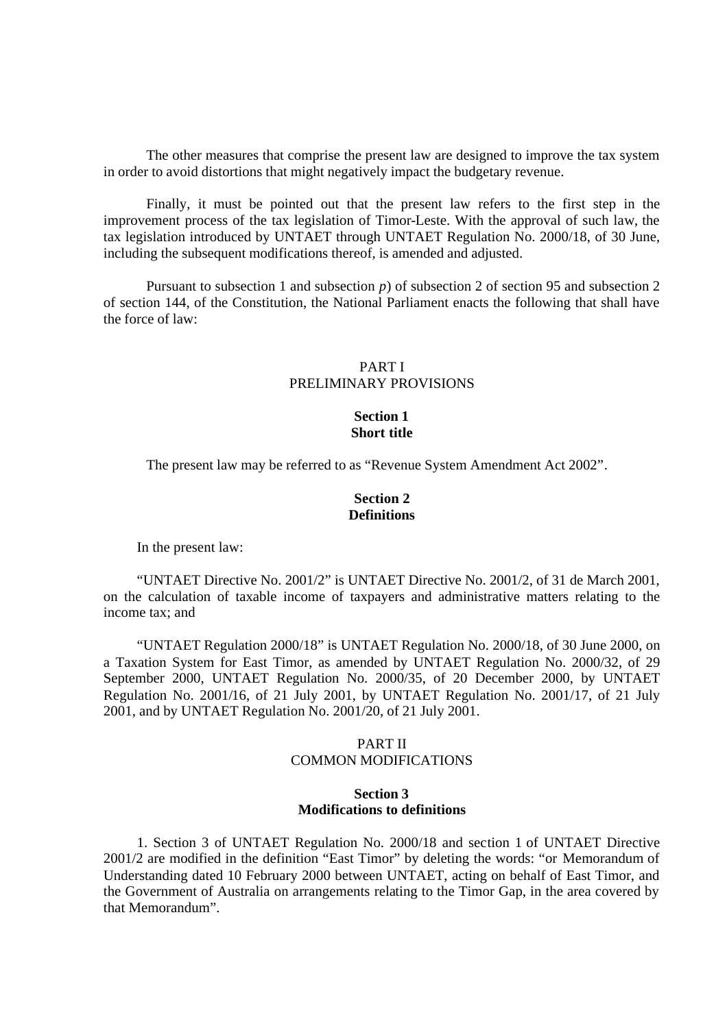The other measures that comprise the present law are designed to improve the tax system in order to avoid distortions that might negatively impact the budgetary revenue.

Finally, it must be pointed out that the present law refers to the first step in the improvement process of the tax legislation of Timor-Leste. With the approval of such law, the tax legislation introduced by UNTAET through UNTAET Regulation No. 2000/18, of 30 June, including the subsequent modifications thereof, is amended and adjusted.

Pursuant to subsection 1 and subsection *p*) of subsection 2 of section 95 and subsection 2 of section 144, of the Constitution, the National Parliament enacts the following that shall have the force of law:

# PART I
# PRELIMINARY PROVISIONS

## Section 1
## Short title

The present law may be referred to as "Revenue System Amendment Act 2002".

## Section 2
## Definitions

In the present law:

"UNTAET Directive No. 2001/2" is UNTAET Directive No. 2001/2, of 31 de March 2001, on the calculation of taxable income of taxpayers and administrative matters relating to the income tax; and

"UNTAET Regulation 2000/18" is UNTAET Regulation No. 2000/18, of 30 June 2000, on a Taxation System for East Timor, as amended by UNTAET Regulation No. 2000/32, of 29 September 2000, UNTAET Regulation No. 2000/35, of 20 December 2000, by UNTAET Regulation No. 2001/16, of 21 July 2001, by UNTAET Regulation No. 2001/17, of 21 July 2001, and by UNTAET Regulation No. 2001/20, of 21 July 2001.

# PART II
# COMMON MODIFICATIONS

## Section 3
## Modifications to definitions

1. Section 3 of UNTAET Regulation No. 2000/18 and section 1 of UNTAET Directive 2001/2 are modified in the definition "East Timor" by deleting the words: "or Memorandum of Understanding dated 10 February 2000 between UNTAET, acting on behalf of East Timor, and the Government of Australia on arrangements relating to the Timor Gap, in the area covered by that Memorandum".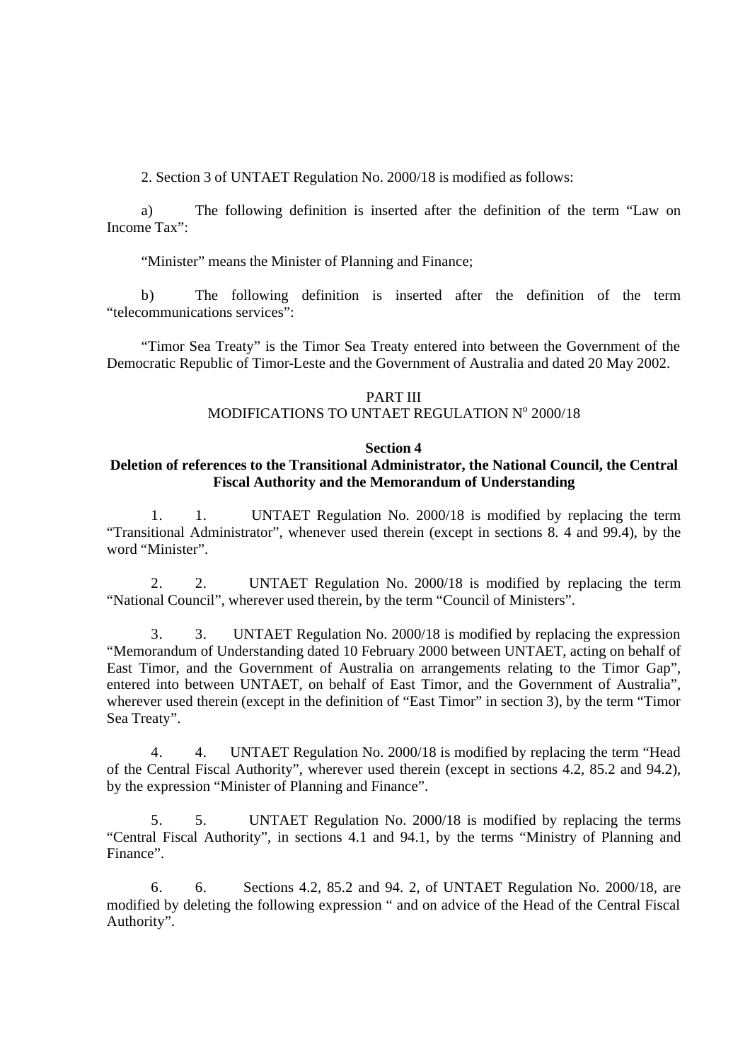2. Section 3 of UNTAET Regulation No. 2000/18 is modified as follows:

a) The following definition is inserted after the definition of the term "Law on Income Tax":

"Minister" means the Minister of Planning and Finance;

b) The following definition is inserted after the definition of the term "telecommunications services":

"Timor Sea Treaty" is the Timor Sea Treaty entered into between the Government of the Democratic Republic of Timor-Leste and the Government of Australia and dated 20 May 2002.

PART III
MODIFICATIONS TO UNTAET REGULATION Nº 2000/18

**Section 4**
**Deletion of references to the Transitional Administrator, the National Council, the Central Fiscal Authority and the Memorandum of Understanding**

1. 1. UNTAET Regulation No. 2000/18 is modified by replacing the term "Transitional Administrator", whenever used therein (except in sections 8. 4 and 99.4), by the word "Minister".

2. 2. UNTAET Regulation No. 2000/18 is modified by replacing the term "National Council", wherever used therein, by the term "Council of Ministers".

3. 3. UNTAET Regulation No. 2000/18 is modified by replacing the expression "Memorandum of Understanding dated 10 February 2000 between UNTAET, acting on behalf of East Timor, and the Government of Australia on arrangements relating to the Timor Gap", entered into between UNTAET, on behalf of East Timor, and the Government of Australia", wherever used therein (except in the definition of "East Timor" in section 3), by the term "Timor Sea Treaty".

4. 4. UNTAET Regulation No. 2000/18 is modified by replacing the term "Head of the Central Fiscal Authority", wherever used therein (except in sections 4.2, 85.2 and 94.2), by the expression "Minister of Planning and Finance".

5. 5. UNTAET Regulation No. 2000/18 is modified by replacing the terms "Central Fiscal Authority", in sections 4.1 and 94.1, by the terms "Ministry of Planning and Finance".

6. 6. Sections 4.2, 85.2 and 94. 2, of UNTAET Regulation No. 2000/18, are modified by deleting the following expression " and on advice of the Head of the Central Fiscal Authority".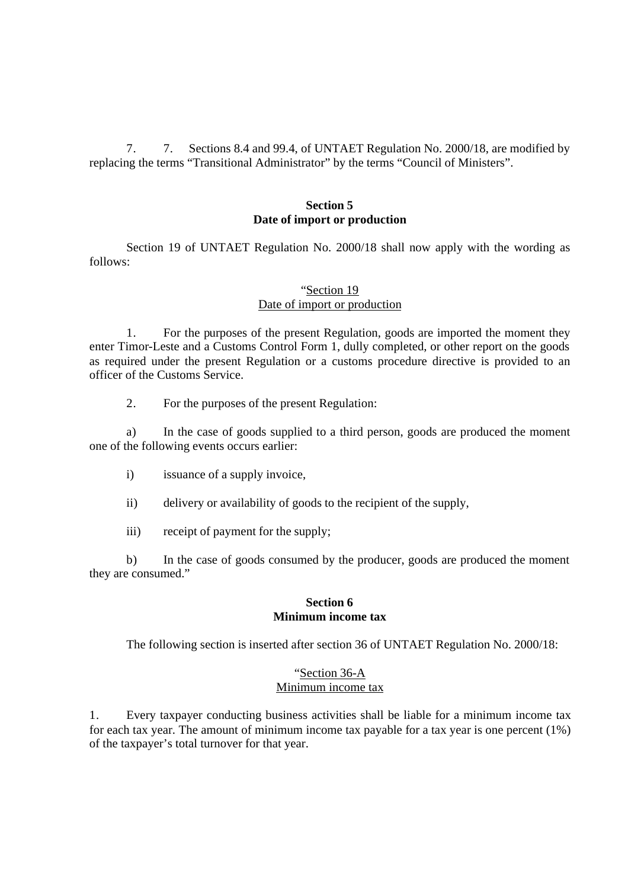7. 7. Sections 8.4 and 99.4, of UNTAET Regulation No. 2000/18, are modified by replacing the terms “Transitional Administrator” by the terms “Council of Ministers”.

**Section 5**
**Date of import or production**

Section 19 of UNTAET Regulation No. 2000/18 shall now apply with the wording as follows:

“Section 19
Date of import or production

1. For the purposes of the present Regulation, goods are imported the moment they enter Timor-Leste and a Customs Control Form 1, dully completed, or other report on the goods as required under the present Regulation or a customs procedure directive is provided to an officer of the Customs Service.

2. For the purposes of the present Regulation:

a) In the case of goods supplied to a third person, goods are produced the moment one of the following events occurs earlier:

i) issuance of a supply invoice,

ii) delivery or availability of goods to the recipient of the supply,

iii) receipt of payment for the supply;

b) In the case of goods consumed by the producer, goods are produced the moment they are consumed.”

**Section 6**
**Minimum income tax**

The following section is inserted after section 36 of UNTAET Regulation No. 2000/18:

“Section 36-A
Minimum income tax

1. Every taxpayer conducting business activities shall be liable for a minimum income tax for each tax year. The amount of minimum income tax payable for a tax year is one percent (1%) of the taxpayer’s total turnover for that year.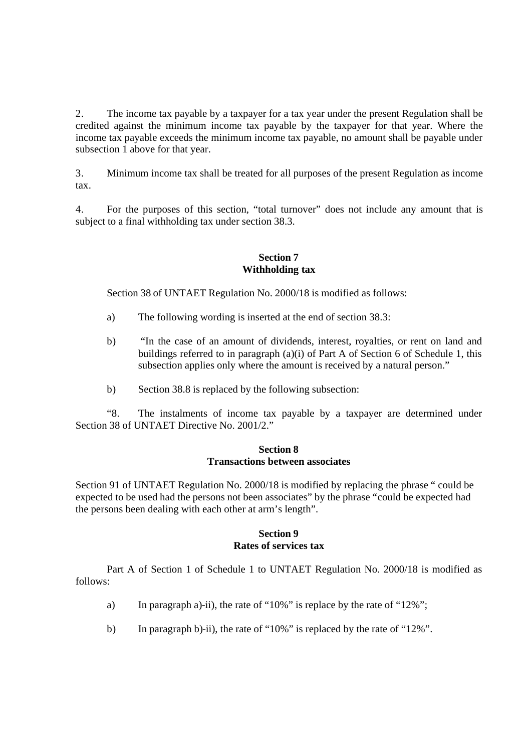2. The income tax payable by a taxpayer for a tax year under the present Regulation shall be credited against the minimum income tax payable by the taxpayer for that year. Where the income tax payable exceeds the minimum income tax payable, no amount shall be payable under subsection 1 above for that year.

3. Minimum income tax shall be treated for all purposes of the present Regulation as income tax.

4. For the purposes of this section, "total turnover" does not include any amount that is subject to a final withholding tax under section 38.3.

**Section 7**
**Withholding tax**

Section 38 of UNTAET Regulation No. 2000/18 is modified as follows:

a) The following wording is inserted at the end of section 38.3:

b) "In the case of an amount of dividends, interest, royalties, or rent on land and buildings referred to in paragraph (a)(i) of Part A of Section 6 of Schedule 1, this subsection applies only where the amount is received by a natural person."

b) Section 38.8 is replaced by the following subsection:

"8. The instalments of income tax payable by a taxpayer are determined under Section 38 of UNTAET Directive No. 2001/2."

**Section 8**
**Transactions between associates**

Section 91 of UNTAET Regulation No. 2000/18 is modified by replacing the phrase " could be expected to be used had the persons not been associates" by the phrase "could be expected had the persons been dealing with each other at arm's length".

**Section 9**
**Rates of services tax**

Part A of Section 1 of Schedule 1 to UNTAET Regulation No. 2000/18 is modified as follows:

a) In paragraph a)-ii), the rate of "10%" is replace by the rate of "12%";

b) In paragraph b)-ii), the rate of "10%" is replaced by the rate of "12%".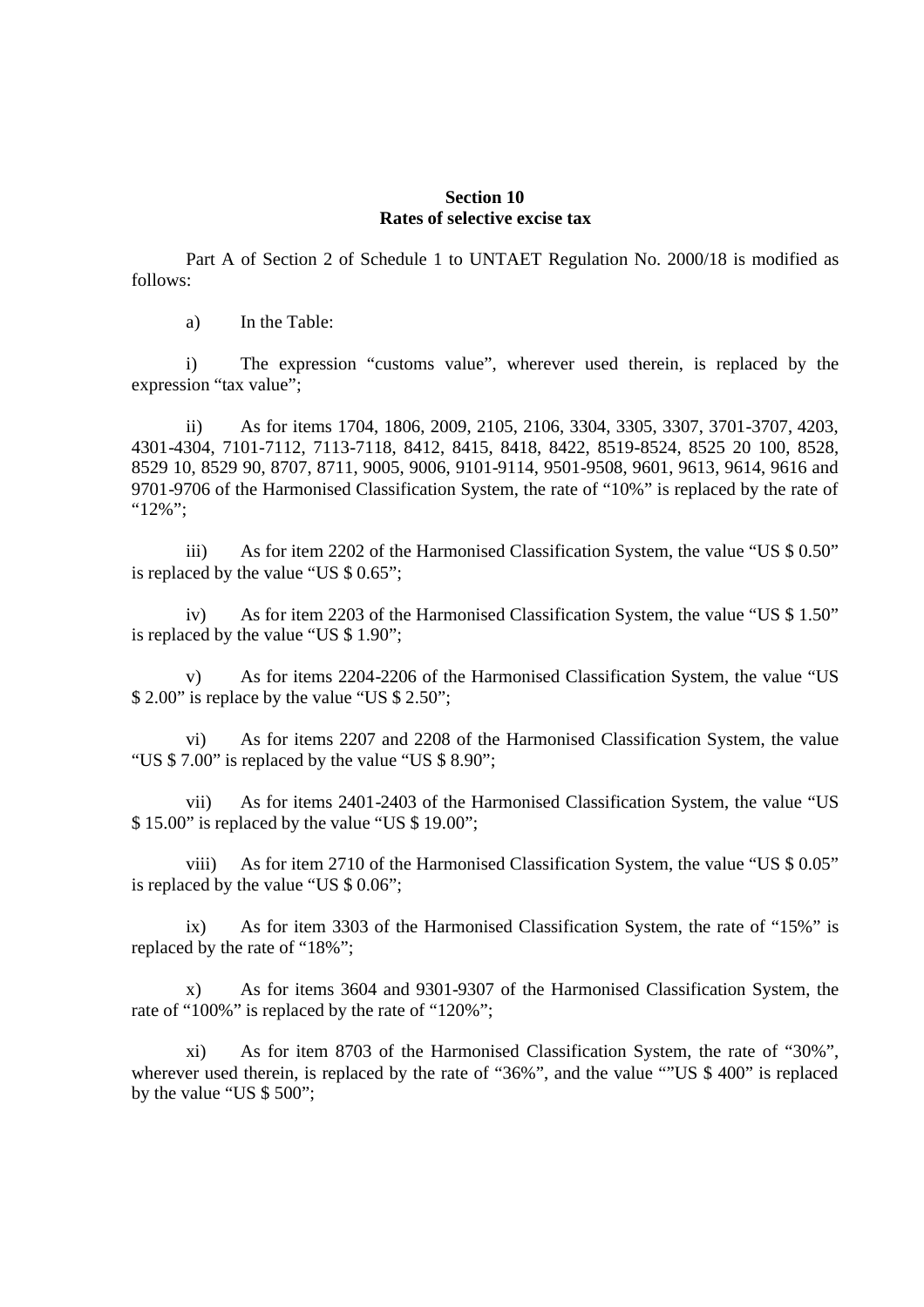## Section 10
## Rates of selective excise tax

Part A of Section 2 of Schedule 1 to UNTAET Regulation No. 2000/18 is modified as follows:

a) In the Table:

i) The expression “customs value”, wherever used therein, is replaced by the expression “tax value”;

ii) As for items 1704, 1806, 2009, 2105, 2106, 3304, 3305, 3307, 3701-3707, 4203, 4301-4304, 7101-7112, 7113-7118, 8412, 8415, 8418, 8422, 8519-8524, 8525 20 100, 8528, 8529 10, 8529 90, 8707, 8711, 9005, 9006, 9101-9114, 9501-9508, 9601, 9613, 9614, 9616 and 9701-9706 of the Harmonised Classification System, the rate of “10%” is replaced by the rate of “12%”;

iii) As for item 2202 of the Harmonised Classification System, the value “US $ 0.50” is replaced by the value “US $ 0.65”;

iv) As for item 2203 of the Harmonised Classification System, the value “US $ 1.50” is replaced by the value “US $ 1.90”;

v) As for items 2204-2206 of the Harmonised Classification System, the value “US $ 2.00” is replace by the value “US $ 2.50”;

vi) As for items 2207 and 2208 of the Harmonised Classification System, the value “US $ 7.00” is replaced by the value “US $ 8.90”;

vii) As for items 2401-2403 of the Harmonised Classification System, the value “US $ 15.00” is replaced by the value “US $ 19.00”;

viii) As for item 2710 of the Harmonised Classification System, the value “US $ 0.05” is replaced by the value “US $ 0.06”;

ix) As for item 3303 of the Harmonised Classification System, the rate of “15%” is replaced by the rate of “18%”;

x) As for items 3604 and 9301-9307 of the Harmonised Classification System, the rate of “100%” is replaced by the rate of “120%”;

xi) As for item 8703 of the Harmonised Classification System, the rate of “30%”, wherever used therein, is replaced by the rate of “36%”, and the value “”US $ 400” is replaced by the value “US $ 500”;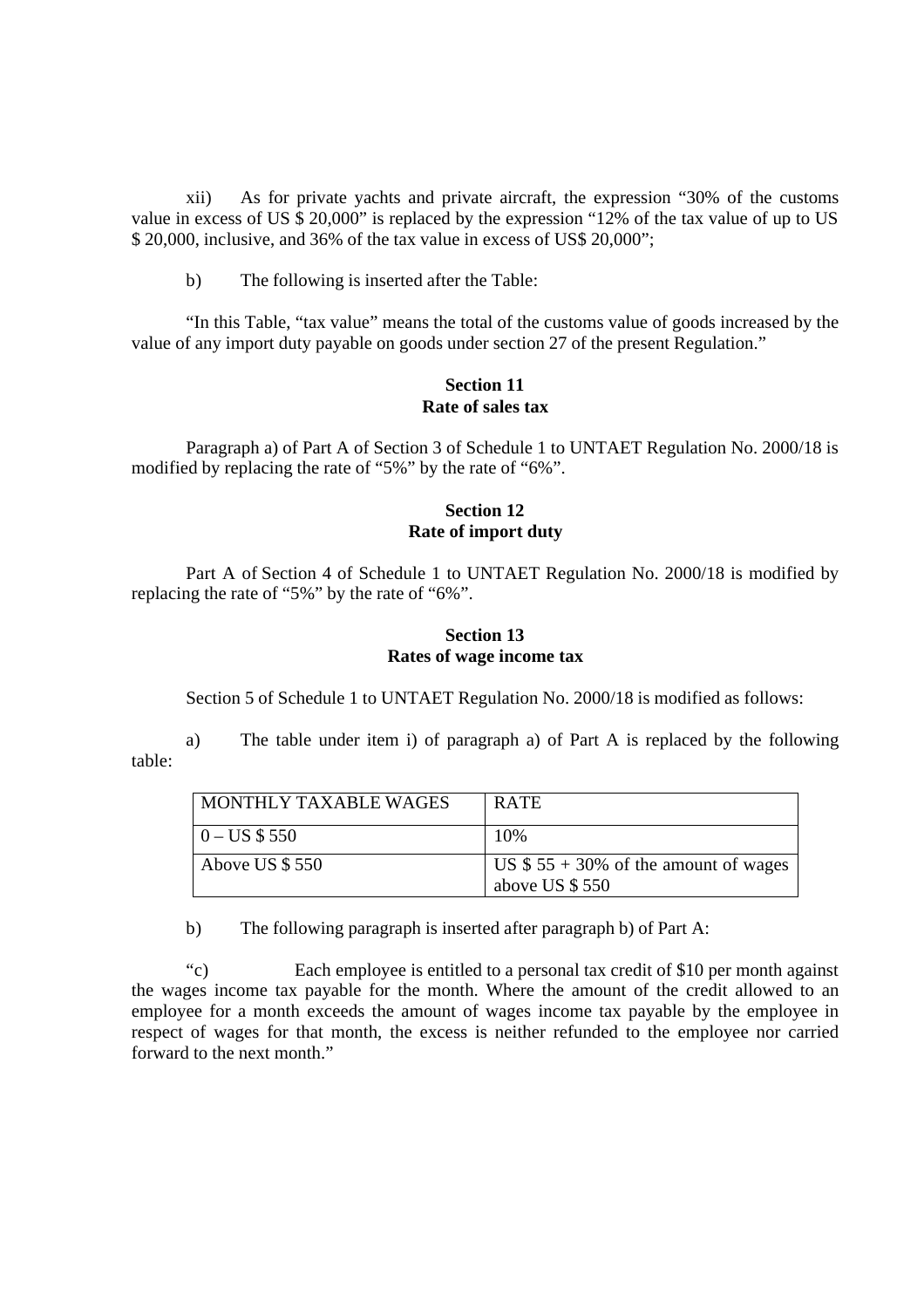xii) As for private yachts and private aircraft, the expression "30% of the customs value in excess of US $ 20,000" is replaced by the expression "12% of the tax value of up to US $ 20,000, inclusive, and 36% of the tax value in excess of US$ 20,000";

b) The following is inserted after the Table:

"In this Table, "tax value" means the total of the customs value of goods increased by the value of any import duty payable on goods under section 27 of the present Regulation."

**Section 11**
**Rate of sales tax**

Paragraph a) of Part A of Section 3 of Schedule 1 to UNTAET Regulation No. 2000/18 is modified by replacing the rate of "5%" by the rate of "6%".

**Section 12**
**Rate of import duty**

Part A of Section 4 of Schedule 1 to UNTAET Regulation No. 2000/18 is modified by replacing the rate of "5%" by the rate of "6%".

**Section 13**
**Rates of wage income tax**

Section 5 of Schedule 1 to UNTAET Regulation No. 2000/18 is modified as follows:

a) The table under item i) of paragraph a) of Part A is replaced by the following table:

| MONTHLY TAXABLE WAGES | RATE |
|---|---|
| 0 – US $ 550 | 10% |
| Above US $ 550 | US $ 55 + 30% of the amount of wages above US $ 550 |

b) The following paragraph is inserted after paragraph b) of Part A:

"c) Each employee is entitled to a personal tax credit of $10 per month against the wages income tax payable for the month. Where the amount of the credit allowed to an employee for a month exceeds the amount of wages income tax payable by the employee in respect of wages for that month, the excess is neither refunded to the employee nor carried forward to the next month."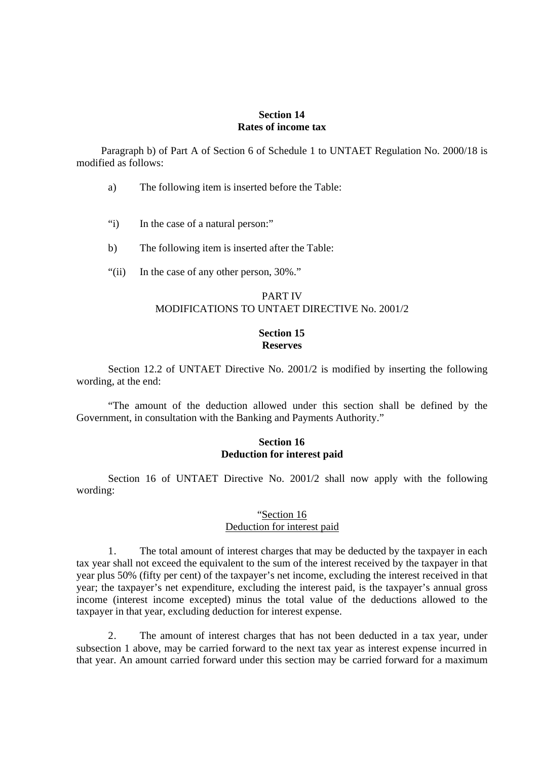**Section 14**
**Rates of income tax**

Paragraph b) of Part A of Section 6 of Schedule 1 to UNTAET Regulation No. 2000/18 is modified as follows:

a) The following item is inserted before the Table:

"i) In the case of a natural person:"

b) The following item is inserted after the Table:

"(ii) In the case of any other person, 30%."

PART IV
MODIFICATIONS TO UNTAET DIRECTIVE No. 2001/2

**Section 15**
**Reserves**

Section 12.2 of UNTAET Directive No. 2001/2 is modified by inserting the following wording, at the end:

"The amount of the deduction allowed under this section shall be defined by the Government, in consultation with the Banking and Payments Authority."

**Section 16**
**Deduction for interest paid**

Section 16 of UNTAET Directive No. 2001/2 shall now apply with the following wording:

"Section 16
Deduction for interest paid

1. The total amount of interest charges that may be deducted by the taxpayer in each tax year shall not exceed the equivalent to the sum of the interest received by the taxpayer in that year plus 50% (fifty per cent) of the taxpayer's net income, excluding the interest received in that year; the taxpayer's net expenditure, excluding the interest paid, is the taxpayer's annual gross income (interest income excepted) minus the total value of the deductions allowed to the taxpayer in that year, excluding deduction for interest expense.

2. The amount of interest charges that has not been deducted in a tax year, under subsection 1 above, may be carried forward to the next tax year as interest expense incurred in that year. An amount carried forward under this section may be carried forward for a maximum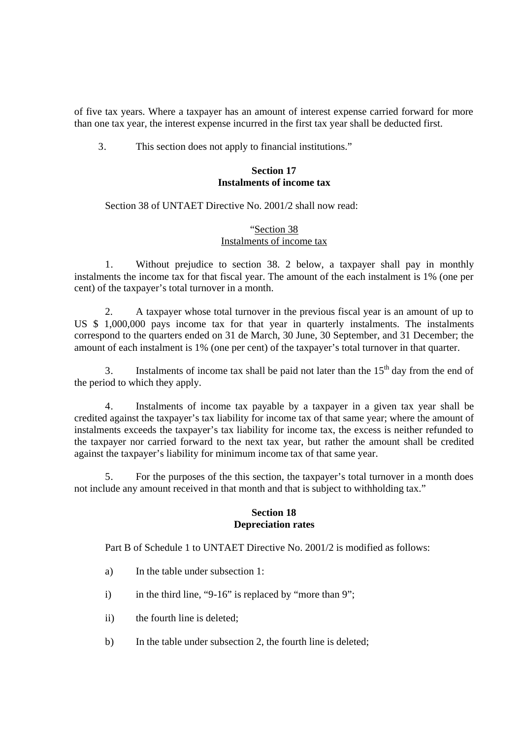of five tax years. Where a taxpayer has an amount of interest expense carried forward for more than one tax year, the interest expense incurred in the first tax year shall be deducted first.

3. This section does not apply to financial institutions."

**Section 17**
**Instalments of income tax**

Section 38 of UNTAET Directive No. 2001/2 shall now read:

"Section 38
Instalments of income tax

1. Without prejudice to section 38. 2 below, a taxpayer shall pay in monthly instalments the income tax for that fiscal year. The amount of the each instalment is 1% (one per cent) of the taxpayer's total turnover in a month.

2. A taxpayer whose total turnover in the previous fiscal year is an amount of up to US $ 1,000,000 pays income tax for that year in quarterly instalments. The instalments correspond to the quarters ended on 31 de March, 30 June, 30 September, and 31 December; the amount of each instalment is 1% (one per cent) of the taxpayer's total turnover in that quarter.

3. Instalments of income tax shall be paid not later than the 15th day from the end of the period to which they apply.

4. Instalments of income tax payable by a taxpayer in a given tax year shall be credited against the taxpayer's tax liability for income tax of that same year; where the amount of instalments exceeds the taxpayer's tax liability for income tax, the excess is neither refunded to the taxpayer nor carried forward to the next tax year, but rather the amount shall be credited against the taxpayer's liability for minimum income tax of that same year.

5. For the purposes of the this section, the taxpayer's total turnover in a month does not include any amount received in that month and that is subject to withholding tax."

**Section 18**
**Depreciation rates**

Part B of Schedule 1 to UNTAET Directive No. 2001/2 is modified as follows:

a) In the table under subsection 1:

i) in the third line, "9-16" is replaced by "more than 9";

ii) the fourth line is deleted;

b) In the table under subsection 2, the fourth line is deleted;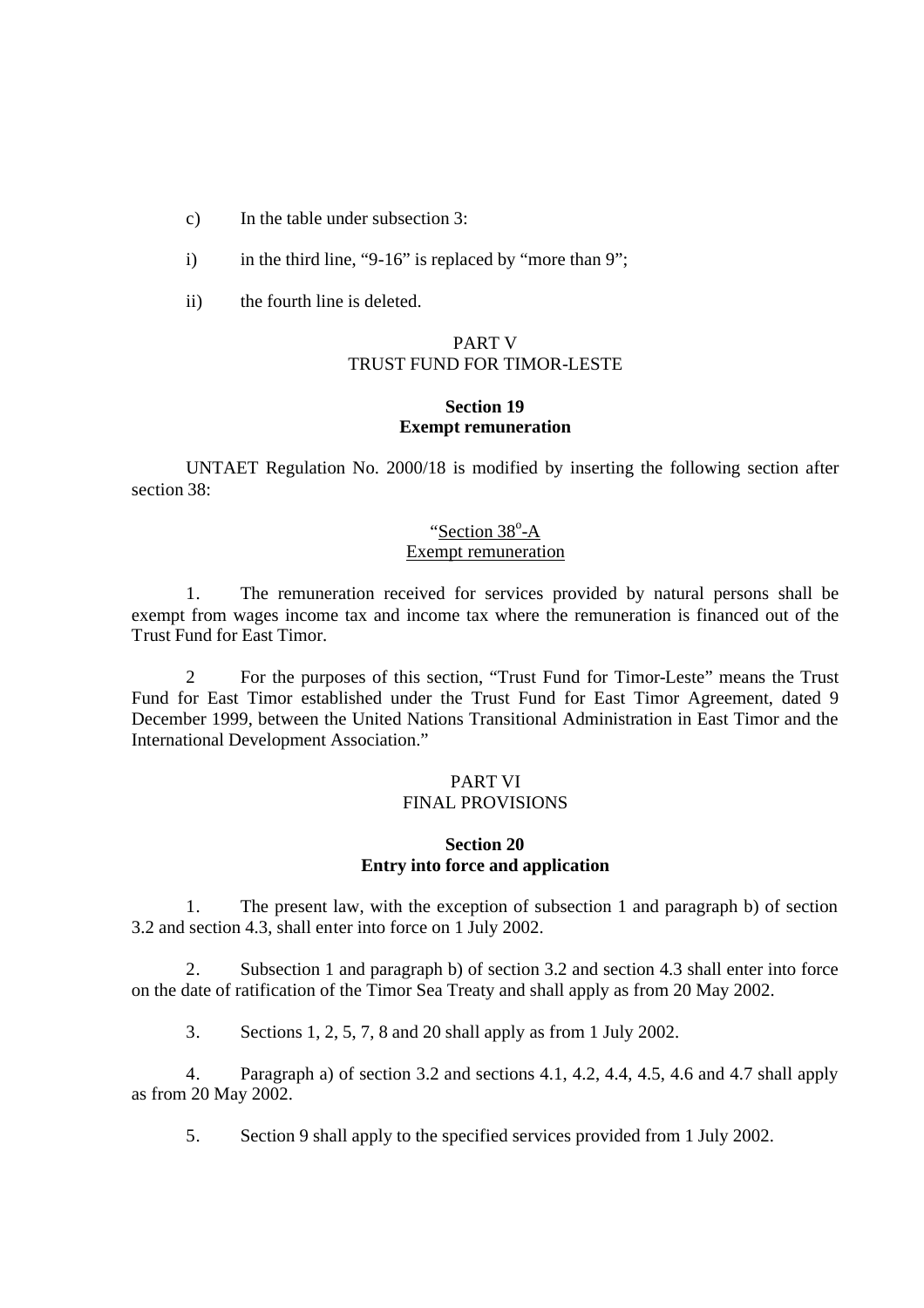c) In the table under subsection 3:

i) in the third line, “9-16” is replaced by “more than 9”;

ii) the fourth line is deleted.

## PART V
## TRUST FUND FOR TIMOR-LESTE

### Section 19
### Exempt remuneration

UNTAET Regulation No. 2000/18 is modified by inserting the following section after section 38:

“Section 38º-A
Exempt remuneration

1. The remuneration received for services provided by natural persons shall be exempt from wages income tax and income tax where the remuneration is financed out of the Trust Fund for East Timor.

2 For the purposes of this section, “Trust Fund for Timor-Leste” means the Trust Fund for East Timor established under the Trust Fund for East Timor Agreement, dated 9 December 1999, between the United Nations Transitional Administration in East Timor and the International Development Association.”

## PART VI
## FINAL PROVISIONS

### Section 20
### Entry into force and application

1. The present law, with the exception of subsection 1 and paragraph b) of section 3.2 and section 4.3, shall enter into force on 1 July 2002.

2. Subsection 1 and paragraph b) of section 3.2 and section 4.3 shall enter into force on the date of ratification of the Timor Sea Treaty and shall apply as from 20 May 2002.

3. Sections 1, 2, 5, 7, 8 and 20 shall apply as from 1 July 2002.

4. Paragraph a) of section 3.2 and sections 4.1, 4.2, 4.4, 4.5, 4.6 and 4.7 shall apply as from 20 May 2002.

5. Section 9 shall apply to the specified services provided from 1 July 2002.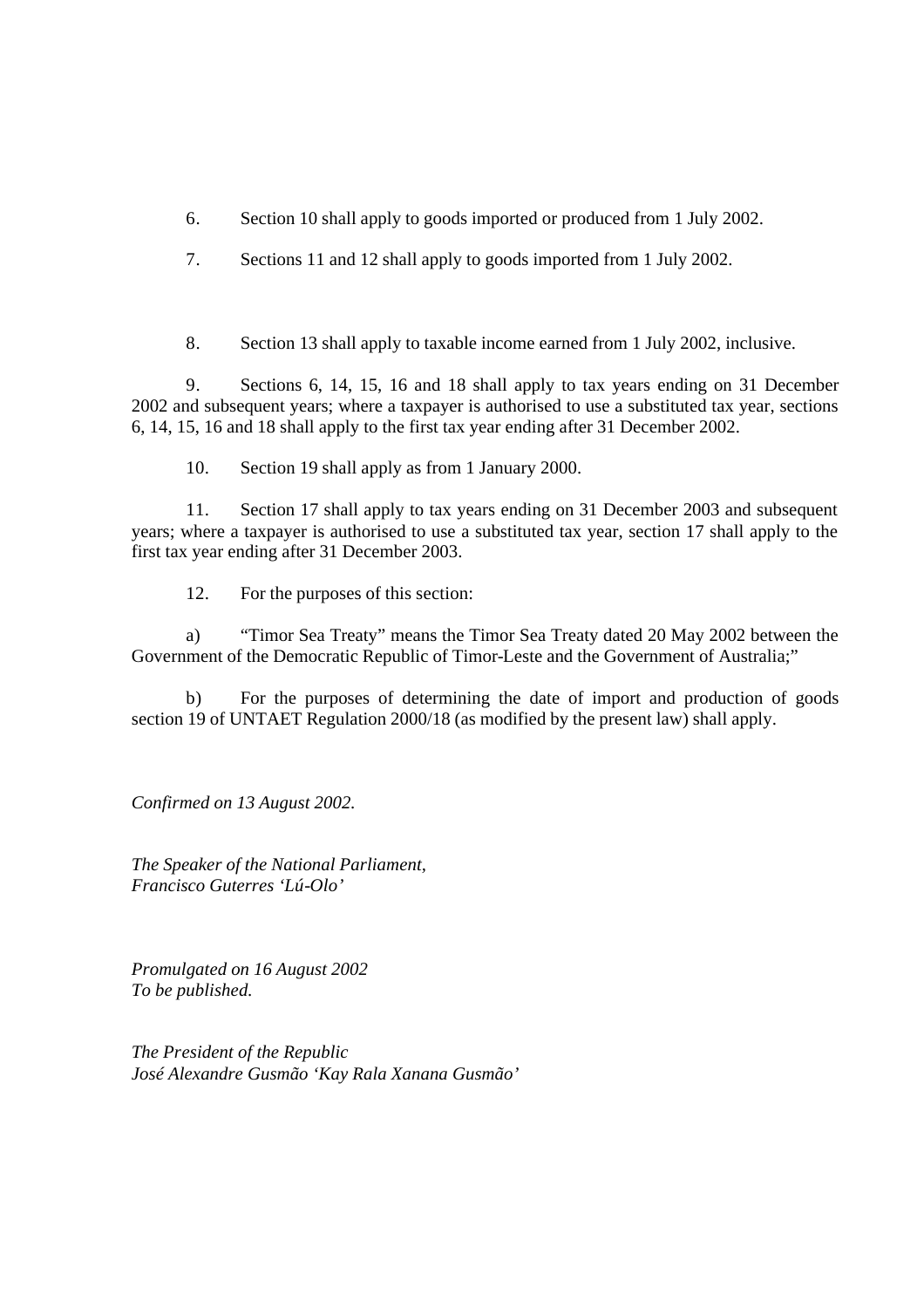6. Section 10 shall apply to goods imported or produced from 1 July 2002.

7. Sections 11 and 12 shall apply to goods imported from 1 July 2002.

8. Section 13 shall apply to taxable income earned from 1 July 2002, inclusive.

9. Sections 6, 14, 15, 16 and 18 shall apply to tax years ending on 31 December 2002 and subsequent years; where a taxpayer is authorised to use a substituted tax year, sections 6, 14, 15, 16 and 18 shall apply to the first tax year ending after 31 December 2002.

10. Section 19 shall apply as from 1 January 2000.

11. Section 17 shall apply to tax years ending on 31 December 2003 and subsequent years; where a taxpayer is authorised to use a substituted tax year, section 17 shall apply to the first tax year ending after 31 December 2003.

12. For the purposes of this section:

a) "Timor Sea Treaty" means the Timor Sea Treaty dated 20 May 2002 between the Government of the Democratic Republic of Timor-Leste and the Government of Australia;"

b) For the purposes of determining the date of import and production of goods section 19 of UNTAET Regulation 2000/18 (as modified by the present law) shall apply.

*Confirmed on 13 August 2002.*

*The Speaker of the National Parliament,*
*Francisco Guterres 'Lú-Olo'*

*Promulgated on 16 August 2002*
*To be published.*

*The President of the Republic*
*José Alexandre Gusmão 'Kay Rala Xanana Gusmão'*